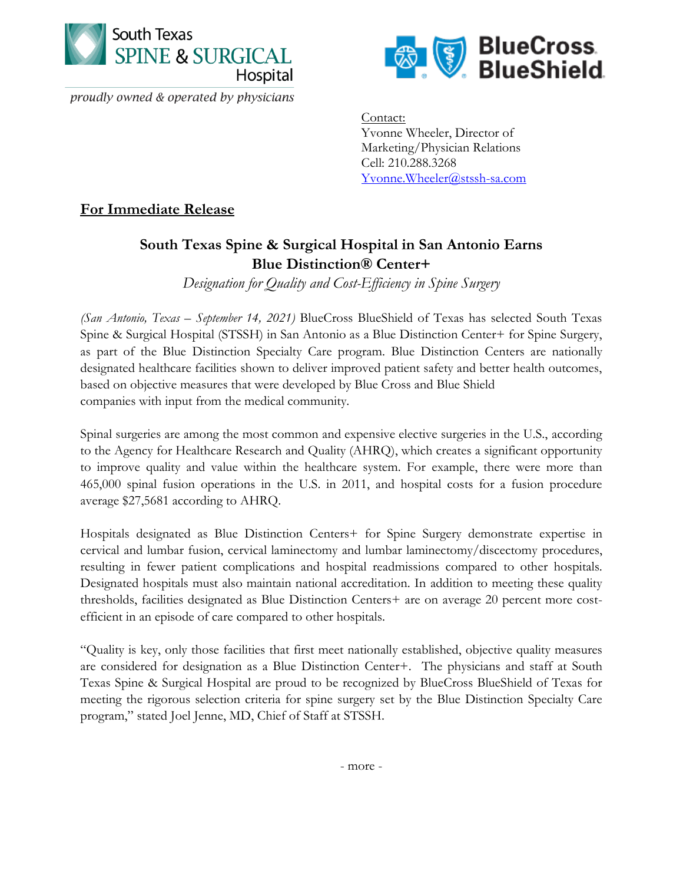South Texas SPINE & SURGICAL Hospital

*proudly owned & operated by physicians*

BlueCross BlueShield

Contact:
Yvonne Wheeler, Director of Marketing/Physician Relations
Cell: 210.288.3268
Yvonne.Wheeler@stssh-sa.com

**For Immediate Release**

## South Texas Spine & Surgical Hospital in San Antonio Earns Blue Distinction® Center+

*Designation for Quality and Cost-Efficiency in Spine Surgery*

*(San Antonio, Texas – September 14, 2021)* BlueCross BlueShield of Texas has selected South Texas Spine & Surgical Hospital (STSSH) in San Antonio as a Blue Distinction Center+ for Spine Surgery, as part of the Blue Distinction Specialty Care program. Blue Distinction Centers are nationally designated healthcare facilities shown to deliver improved patient safety and better health outcomes, based on objective measures that were developed by Blue Cross and Blue Shield companies with input from the medical community.

Spinal surgeries are among the most common and expensive elective surgeries in the U.S., according to the Agency for Healthcare Research and Quality (AHRQ), which creates a significant opportunity to improve quality and value within the healthcare system. For example, there were more than 465,000 spinal fusion operations in the U.S. in 2011, and hospital costs for a fusion procedure average $27,5681 according to AHRQ.

Hospitals designated as Blue Distinction Centers+ for Spine Surgery demonstrate expertise in cervical and lumbar fusion, cervical laminectomy and lumbar laminectomy/discectomy procedures, resulting in fewer patient complications and hospital readmissions compared to other hospitals. Designated hospitals must also maintain national accreditation. In addition to meeting these quality thresholds, facilities designated as Blue Distinction Centers+ are on average 20 percent more cost-efficient in an episode of care compared to other hospitals.

"Quality is key, only those facilities that first meet nationally established, objective quality measures are considered for designation as a Blue Distinction Center+. The physicians and staff at South Texas Spine & Surgical Hospital are proud to be recognized by BlueCross BlueShield of Texas for meeting the rigorous selection criteria for spine surgery set by the Blue Distinction Specialty Care program," stated Joel Jenne, MD, Chief of Staff at STSSH.

- more -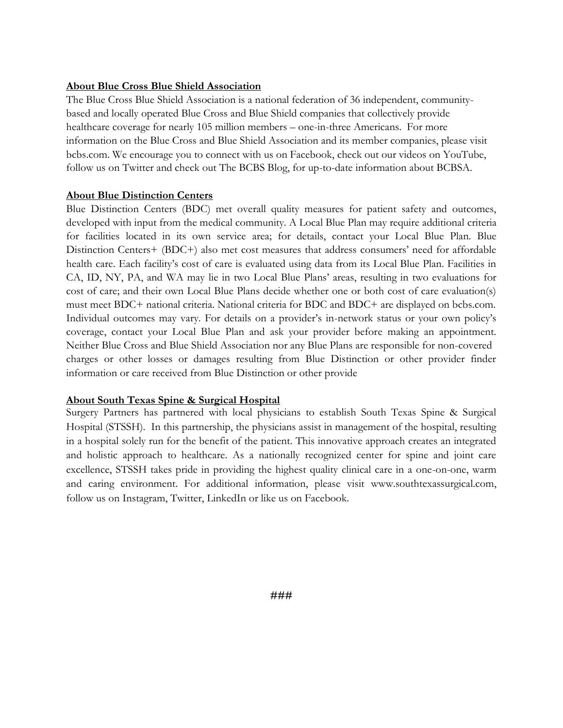**About Blue Cross Blue Shield Association**

The Blue Cross Blue Shield Association is a national federation of 36 independent, community-based and locally operated Blue Cross and Blue Shield companies that collectively provide healthcare coverage for nearly 105 million members – one-in-three Americans. For more information on the Blue Cross and Blue Shield Association and its member companies, please visit bcbs.com. We encourage you to connect with us on Facebook, check out our videos on YouTube, follow us on Twitter and check out The BCBS Blog, for up-to-date information about BCBSA.

**About Blue Distinction Centers**

Blue Distinction Centers (BDC) met overall quality measures for patient safety and outcomes, developed with input from the medical community. A Local Blue Plan may require additional criteria for facilities located in its own service area; for details, contact your Local Blue Plan. Blue Distinction Centers+ (BDC+) also met cost measures that address consumers' need for affordable health care. Each facility's cost of care is evaluated using data from its Local Blue Plan. Facilities in CA, ID, NY, PA, and WA may lie in two Local Blue Plans' areas, resulting in two evaluations for cost of care; and their own Local Blue Plans decide whether one or both cost of care evaluation(s) must meet BDC+ national criteria. National criteria for BDC and BDC+ are displayed on bcbs.com. Individual outcomes may vary. For details on a provider's in-network status or your own policy's coverage, contact your Local Blue Plan and ask your provider before making an appointment. Neither Blue Cross and Blue Shield Association nor any Blue Plans are responsible for non-covered charges or other losses or damages resulting from Blue Distinction or other provider finder information or care received from Blue Distinction or other provide

**About South Texas Spine & Surgical Hospital**

Surgery Partners has partnered with local physicians to establish South Texas Spine & Surgical Hospital (STSSH). In this partnership, the physicians assist in management of the hospital, resulting in a hospital solely run for the benefit of the patient. This innovative approach creates an integrated and holistic approach to healthcare. As a nationally recognized center for spine and joint care excellence, STSSH takes pride in providing the highest quality clinical care in a one-on-one, warm and caring environment. For additional information, please visit www.southtexassurgical.com, follow us on Instagram, Twitter, LinkedIn or like us on Facebook.

###